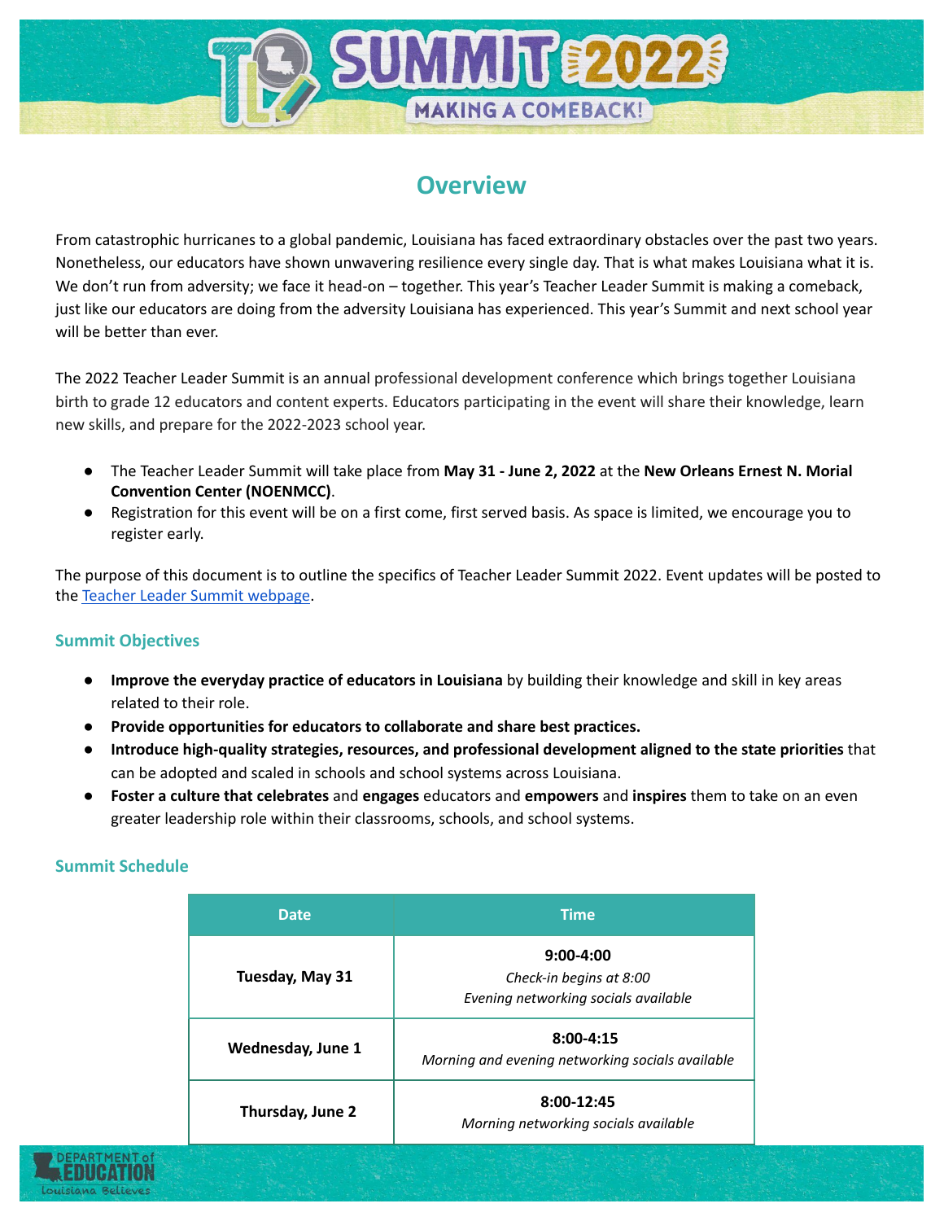# SUMMIT 2022

MAKING A COMEBACK!

## Overview

From catastrophic hurricanes to a global pandemic, Louisiana has faced extraordinary obstacles over the past two years. Nonetheless, our educators have shown unwavering resilience every single day. That is what makes Louisiana what it is. We don't run from adversity; we face it head-on – together. This year's Teacher Leader Summit is making a comeback, just like our educators are doing from the adversity Louisiana has experienced. This year's Summit and next school year will be better than ever.

The 2022 Teacher Leader Summit is an annual professional development conference which brings together Louisiana birth to grade 12 educators and content experts. Educators participating in the event will share their knowledge, learn new skills, and prepare for the 2022-2023 school year.

- The Teacher Leader Summit will take place from **May 31 - June 2, 2022** at the **New Orleans Ernest N. Morial Convention Center (NOENMCC)**.
- Registration for this event will be on a first come, first served basis. As space is limited, we encourage you to register early.

The purpose of this document is to outline the specifics of Teacher Leader Summit 2022. Event updates will be posted to the Teacher Leader Summit webpage.

### Summit Objectives

- **Improve the everyday practice of educators in Louisiana** by building their knowledge and skill in key areas related to their role.
- **Provide opportunities for educators to collaborate and share best practices.**
- **Introduce high-quality strategies, resources, and professional development aligned to the state priorities** that can be adopted and scaled in schools and school systems across Louisiana.
- **Foster a culture that celebrates** and **engages** educators and **empowers** and **inspires** them to take on an even greater leadership role within their classrooms, schools, and school systems.

### Summit Schedule

| Date | Time |
|---|---|
| **Tuesday, May 31** | **9:00-4:00**<br>*Check-in begins at 8:00*<br>*Evening networking socials available* |
| **Wednesday, June 1** | **8:00-4:15**<br>*Morning and evening networking socials available* |
| **Thursday, June 2** | **8:00-12:45**<br>*Morning networking socials available* |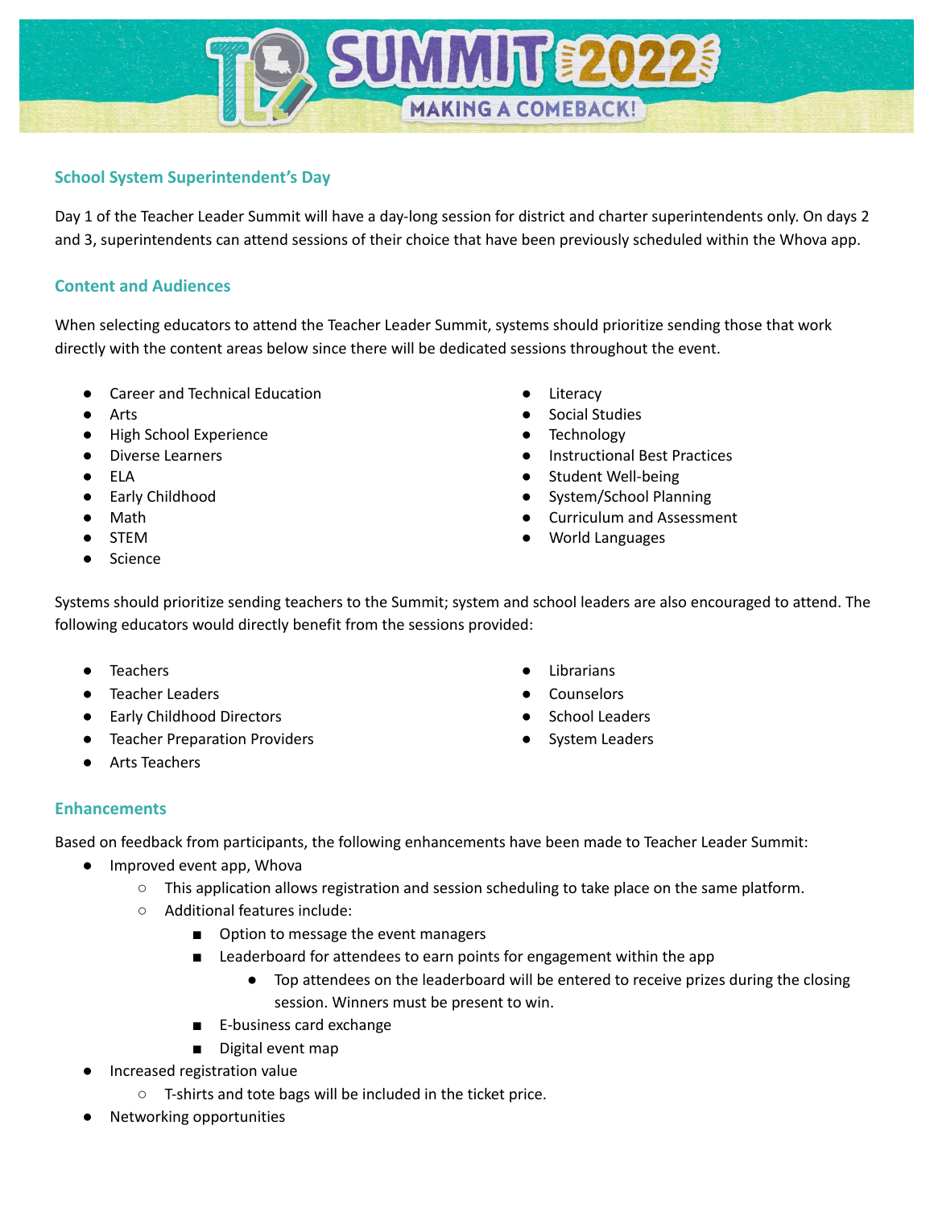## School System Superintendent's Day

Day 1 of the Teacher Leader Summit will have a day-long session for district and charter superintendents only. On days 2 and 3, superintendents can attend sessions of their choice that have been previously scheduled within the Whova app.

## Content and Audiences

When selecting educators to attend the Teacher Leader Summit, systems should prioritize sending those that work directly with the content areas below since there will be dedicated sessions throughout the event.

- Career and Technical Education
- Arts
- High School Experience
- Diverse Learners
- ELA
- Early Childhood
- Math
- STEM
- Science
- Literacy
- Social Studies
- Technology
- Instructional Best Practices
- Student Well-being
- System/School Planning
- Curriculum and Assessment
- World Languages

Systems should prioritize sending teachers to the Summit; system and school leaders are also encouraged to attend. The following educators would directly benefit from the sessions provided:

- Teachers
- Teacher Leaders
- Early Childhood Directors
- Teacher Preparation Providers
- Arts Teachers
- Librarians
- Counselors
- School Leaders
- System Leaders

## Enhancements

Based on feedback from participants, the following enhancements have been made to Teacher Leader Summit:

- Improved event app, Whova
  - This application allows registration and session scheduling to take place on the same platform.
  - Additional features include:
    - Option to message the event managers
    - Leaderboard for attendees to earn points for engagement within the app
      - Top attendees on the leaderboard will be entered to receive prizes during the closing session. Winners must be present to win.
    - E-business card exchange
    - Digital event map
- Increased registration value
  - T-shirts and tote bags will be included in the ticket price.
- Networking opportunities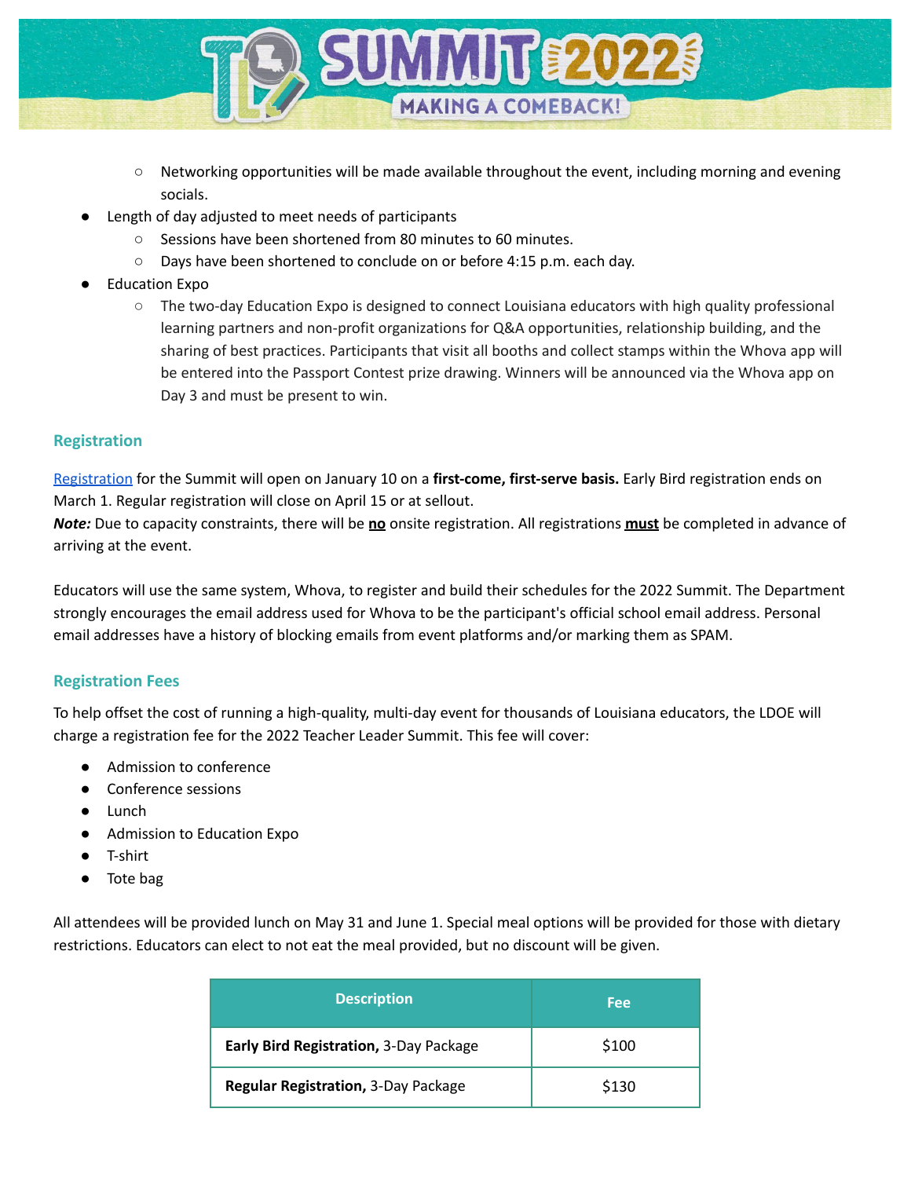- Networking opportunities will be made available throughout the event, including morning and evening socials.
- Length of day adjusted to meet needs of participants
    - Sessions have been shortened from 80 minutes to 60 minutes.
    - Days have been shortened to conclude on or before 4:15 p.m. each day.
- Education Expo
    - The two-day Education Expo is designed to connect Louisiana educators with high quality professional learning partners and non-profit organizations for Q&A opportunities, relationship building, and the sharing of best practices. Participants that visit all booths and collect stamps within the Whova app will be entered into the Passport Contest prize drawing. Winners will be announced via the Whova app on Day 3 and must be present to win.

### Registration

Registration for the Summit will open on January 10 on a **first-come, first-serve basis.** Early Bird registration ends on March 1. Regular registration will close on April 15 or at sellout.
***Note:*** Due to capacity constraints, there will be **no** onsite registration. All registrations **must** be completed in advance of arriving at the event.

Educators will use the same system, Whova, to register and build their schedules for the 2022 Summit. The Department strongly encourages the email address used for Whova to be the participant's official school email address. Personal email addresses have a history of blocking emails from event platforms and/or marking them as SPAM.

### Registration Fees

To help offset the cost of running a high-quality, multi-day event for thousands of Louisiana educators, the LDOE will charge a registration fee for the 2022 Teacher Leader Summit. This fee will cover:

- Admission to conference
- Conference sessions
- Lunch
- Admission to Education Expo
- T-shirt
- Tote bag

All attendees will be provided lunch on May 31 and June 1. Special meal options will be provided for those with dietary restrictions. Educators can elect to not eat the meal provided, but no discount will be given.

| Description | Fee |
| --- | --- |
| **Early Bird Registration,** 3-Day Package | $100 |
| **Regular Registration,** 3-Day Package | $130 |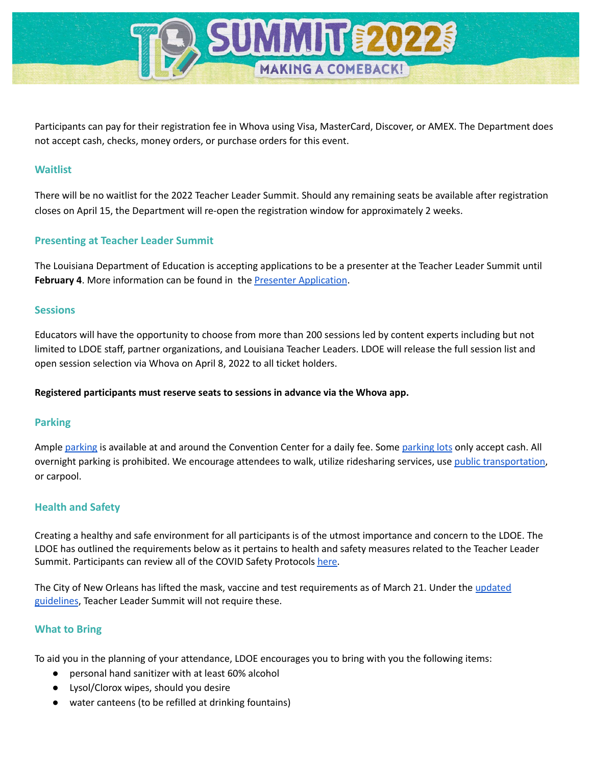Participants can pay for their registration fee in Whova using Visa, MasterCard, Discover, or AMEX. The Department does not accept cash, checks, money orders, or purchase orders for this event.

## Waitlist

There will be no waitlist for the 2022 Teacher Leader Summit. Should any remaining seats be available after registration closes on April 15, the Department will re-open the registration window for approximately 2 weeks.

## Presenting at Teacher Leader Summit

The Louisiana Department of Education is accepting applications to be a presenter at the Teacher Leader Summit until **February 4**. More information can be found in the Presenter Application.

## Sessions

Educators will have the opportunity to choose from more than 200 sessions led by content experts including but not limited to LDOE staff, partner organizations, and Louisiana Teacher Leaders. LDOE will release the full session list and open session selection via Whova on April 8, 2022 to all ticket holders.

**Registered participants must reserve seats to sessions in advance via the Whova app.**

## Parking

Ample parking is available at and around the Convention Center for a daily fee. Some parking lots only accept cash. All overnight parking is prohibited. We encourage attendees to walk, utilize ridesharing services, use public transportation, or carpool.

## Health and Safety

Creating a healthy and safe environment for all participants is of the utmost importance and concern to the LDOE. The LDOE has outlined the requirements below as it pertains to health and safety measures related to the Teacher Leader Summit. Participants can review all of the COVID Safety Protocols here.

The City of New Orleans has lifted the mask, vaccine and test requirements as of March 21. Under the updated guidelines, Teacher Leader Summit will not require these.

## What to Bring

To aid you in the planning of your attendance, LDOE encourages you to bring with you the following items:

- personal hand sanitizer with at least 60% alcohol
- Lysol/Clorox wipes, should you desire
- water canteens (to be refilled at drinking fountains)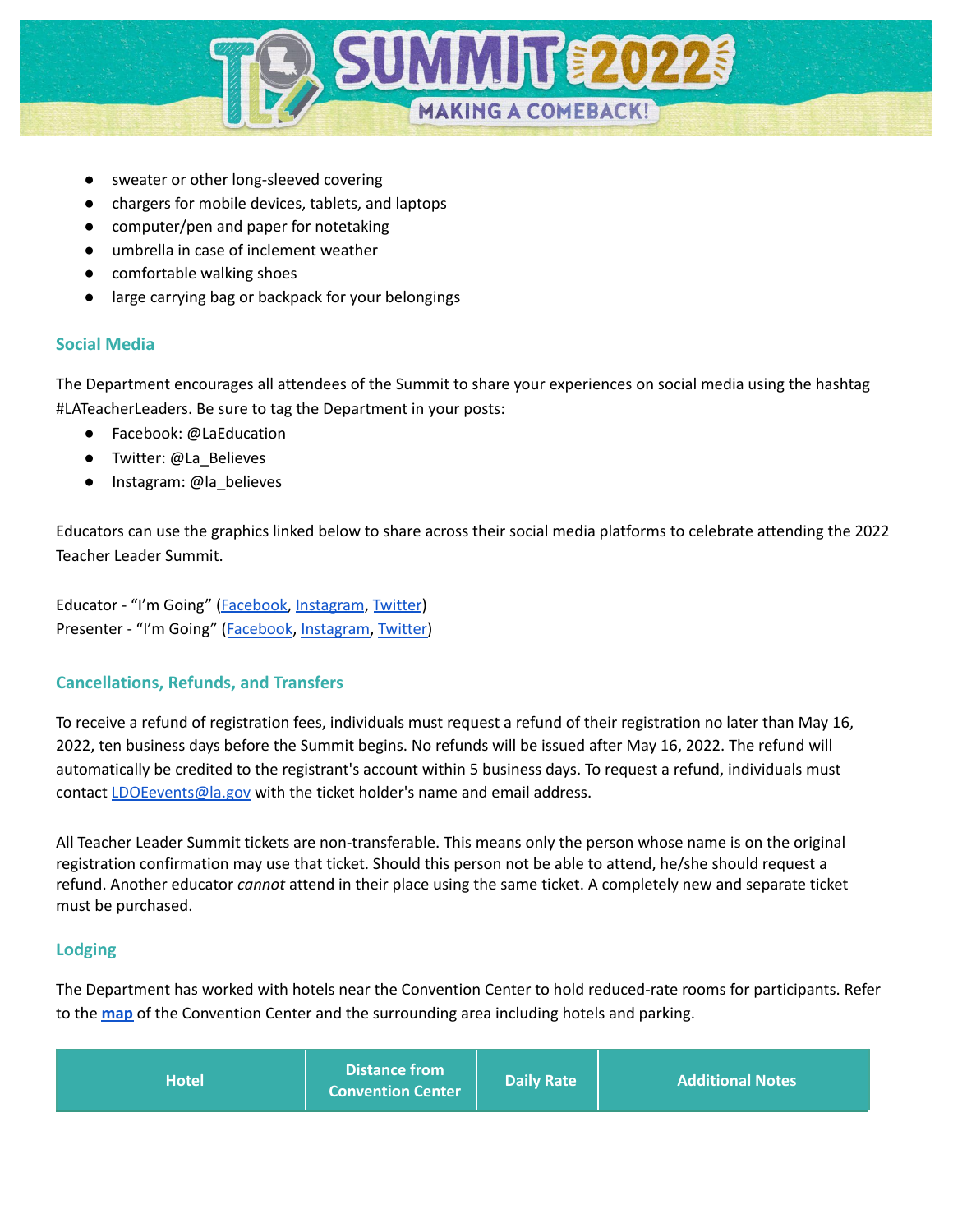- sweater or other long-sleeved covering
- chargers for mobile devices, tablets, and laptops
- computer/pen and paper for notetaking
- umbrella in case of inclement weather
- comfortable walking shoes
- large carrying bag or backpack for your belongings

### Social Media

The Department encourages all attendees of the Summit to share your experiences on social media using the hashtag #LATeacherLeaders. Be sure to tag the Department in your posts:

- Facebook: @LaEducation
- Twitter: @La_Believes
- Instagram: @la_believes

Educators can use the graphics linked below to share across their social media platforms to celebrate attending the 2022 Teacher Leader Summit.

Educator - "I'm Going" (Facebook, Instagram, Twitter)
Presenter - "I'm Going" (Facebook, Instagram, Twitter)

### Cancellations, Refunds, and Transfers

To receive a refund of registration fees, individuals must request a refund of their registration no later than May 16, 2022, ten business days before the Summit begins. No refunds will be issued after May 16, 2022. The refund will automatically be credited to the registrant's account within 5 business days. To request a refund, individuals must contact LDOEevents@la.gov with the ticket holder's name and email address.

All Teacher Leader Summit tickets are non-transferable. This means only the person whose name is on the original registration confirmation may use that ticket. Should this person not be able to attend, he/she should request a refund. Another educator *cannot* attend in their place using the same ticket. A completely new and separate ticket must be purchased.

### Lodging

The Department has worked with hotels near the Convention Center to hold reduced-rate rooms for participants. Refer to the **map** of the Convention Center and the surrounding area including hotels and parking.

| Hotel | Distance from Convention Center | Daily Rate | Additional Notes |
|---|---|---|---|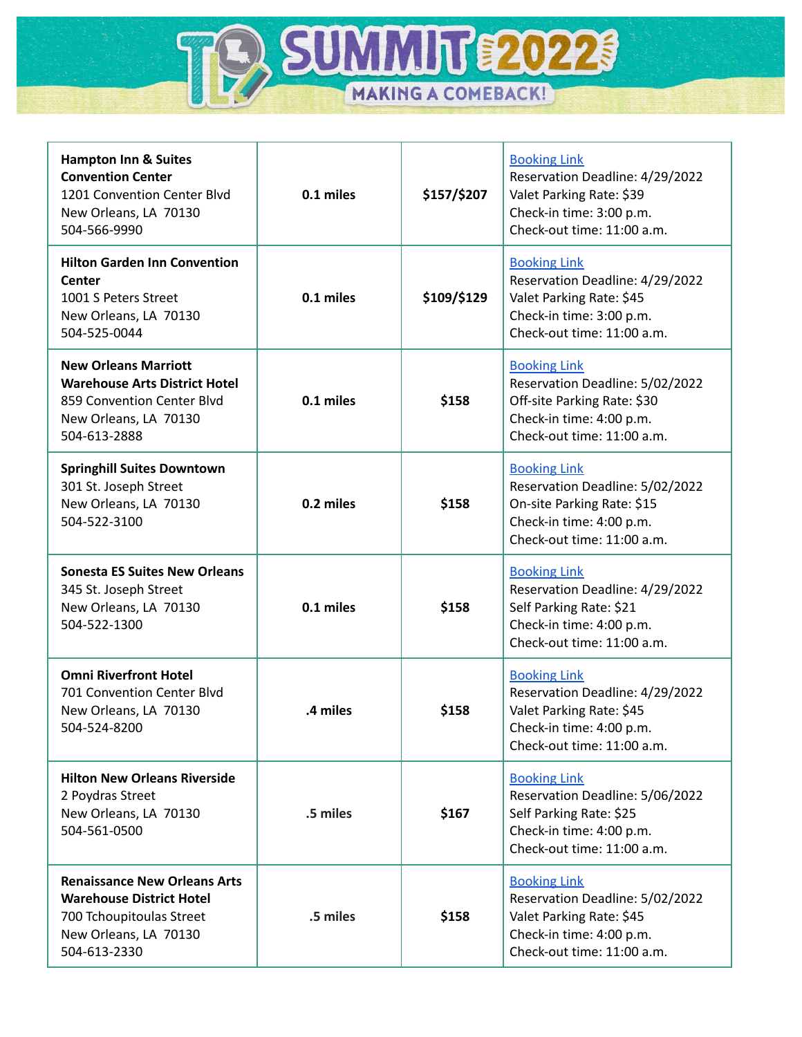# TL SUMMIT 2022

MAKING A COMEBACK!

| | | | |
|---|---|---|---|
| **Hampton Inn & Suites Convention Center**<br>1201 Convention Center Blvd<br>New Orleans, LA 70130<br>504-566-9990 | **0.1 miles** | **$157/$207** | Booking Link<br>Reservation Deadline: 4/29/2022<br>Valet Parking Rate: $39<br>Check-in time: 3:00 p.m.<br>Check-out time: 11:00 a.m. |
| **Hilton Garden Inn Convention Center**<br>1001 S Peters Street<br>New Orleans, LA 70130<br>504-525-0044 | **0.1 miles** | **$109/$129** | Booking Link<br>Reservation Deadline: 4/29/2022<br>Valet Parking Rate: $45<br>Check-in time: 3:00 p.m.<br>Check-out time: 11:00 a.m. |
| **New Orleans Marriott Warehouse Arts District Hotel**<br>859 Convention Center Blvd<br>New Orleans, LA 70130<br>504-613-2888 | **0.1 miles** | **$158** | Booking Link<br>Reservation Deadline: 5/02/2022<br>Off-site Parking Rate: $30<br>Check-in time: 4:00 p.m.<br>Check-out time: 11:00 a.m. |
| **Springhill Suites Downtown**<br>301 St. Joseph Street<br>New Orleans, LA 70130<br>504-522-3100 | **0.2 miles** | **$158** | Booking Link<br>Reservation Deadline: 5/02/2022<br>On-site Parking Rate: $15<br>Check-in time: 4:00 p.m.<br>Check-out time: 11:00 a.m. |
| **Sonesta ES Suites New Orleans**<br>345 St. Joseph Street<br>New Orleans, LA 70130<br>504-522-1300 | **0.1 miles** | **$158** | Booking Link<br>Reservation Deadline: 4/29/2022<br>Self Parking Rate: $21<br>Check-in time: 4:00 p.m.<br>Check-out time: 11:00 a.m. |
| **Omni Riverfront Hotel**<br>701 Convention Center Blvd<br>New Orleans, LA 70130<br>504-524-8200 | **.4 miles** | **$158** | Booking Link<br>Reservation Deadline: 4/29/2022<br>Valet Parking Rate: $45<br>Check-in time: 4:00 p.m.<br>Check-out time: 11:00 a.m. |
| **Hilton New Orleans Riverside**<br>2 Poydras Street<br>New Orleans, LA 70130<br>504-561-0500 | **.5 miles** | **$167** | Booking Link<br>Reservation Deadline: 5/06/2022<br>Self Parking Rate: $25<br>Check-in time: 4:00 p.m.<br>Check-out time: 11:00 a.m. |
| **Renaissance New Orleans Arts Warehouse District Hotel**<br>700 Tchoupitoulas Street<br>New Orleans, LA 70130<br>504-613-2330 | **.5 miles** | **$158** | Booking Link<br>Reservation Deadline: 5/02/2022<br>Valet Parking Rate: $45<br>Check-in time: 4:00 p.m.<br>Check-out time: 11:00 a.m. |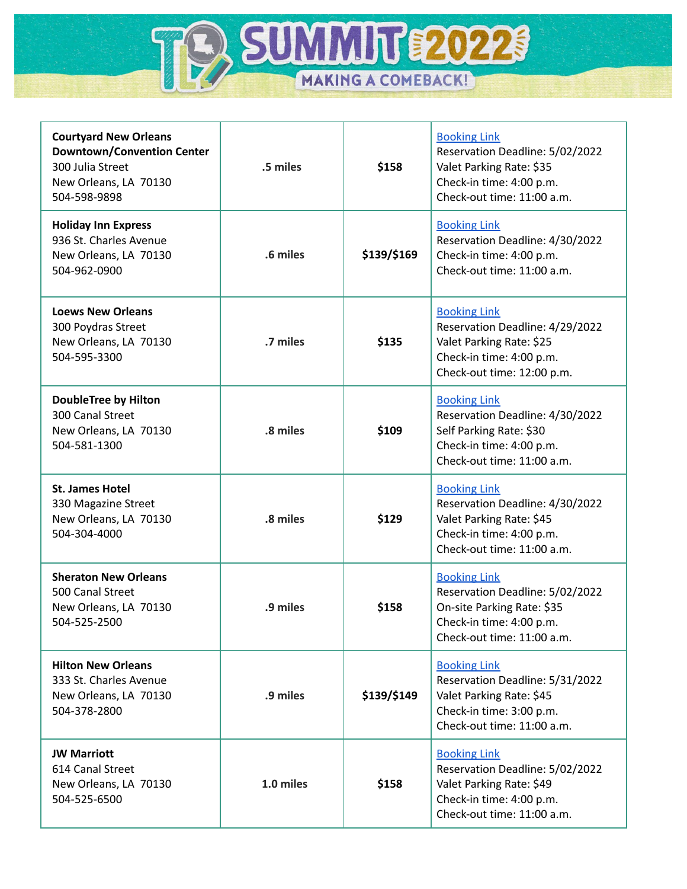# TL SUMMIT 2022 MAKING A COMEBACK!

| Hotel | Distance | Rate | Details |
|---|---|---|---|
| **Courtyard New Orleans Downtown/Convention Center**<br>300 Julia Street<br>New Orleans, LA 70130<br>504-598-9898 | **.5 miles** | **$158** | Booking Link<br>Reservation Deadline: 5/02/2022<br>Valet Parking Rate: $35<br>Check-in time: 4:00 p.m.<br>Check-out time: 11:00 a.m. |
| **Holiday Inn Express**<br>936 St. Charles Avenue<br>New Orleans, LA 70130<br>504-962-0900 | **.6 miles** | **$139/$169** | Booking Link<br>Reservation Deadline: 4/30/2022<br>Check-in time: 4:00 p.m.<br>Check-out time: 11:00 a.m. |
| **Loews New Orleans**<br>300 Poydras Street<br>New Orleans, LA 70130<br>504-595-3300 | **.7 miles** | **$135** | Booking Link<br>Reservation Deadline: 4/29/2022<br>Valet Parking Rate: $25<br>Check-in time: 4:00 p.m.<br>Check-out time: 12:00 p.m. |
| **DoubleTree by Hilton**<br>300 Canal Street<br>New Orleans, LA 70130<br>504-581-1300 | **.8 miles** | **$109** | Booking Link<br>Reservation Deadline: 4/30/2022<br>Self Parking Rate: $30<br>Check-in time: 4:00 p.m.<br>Check-out time: 11:00 a.m. |
| **St. James Hotel**<br>330 Magazine Street<br>New Orleans, LA 70130<br>504-304-4000 | **.8 miles** | **$129** | Booking Link<br>Reservation Deadline: 4/30/2022<br>Valet Parking Rate: $45<br>Check-in time: 4:00 p.m.<br>Check-out time: 11:00 a.m. |
| **Sheraton New Orleans**<br>500 Canal Street<br>New Orleans, LA 70130<br>504-525-2500 | **.9 miles** | **$158** | Booking Link<br>Reservation Deadline: 5/02/2022<br>On-site Parking Rate: $35<br>Check-in time: 4:00 p.m.<br>Check-out time: 11:00 a.m. |
| **Hilton New Orleans**<br>333 St. Charles Avenue<br>New Orleans, LA 70130<br>504-378-2800 | **.9 miles** | **$139/$149** | Booking Link<br>Reservation Deadline: 5/31/2022<br>Valet Parking Rate: $45<br>Check-in time: 3:00 p.m.<br>Check-out time: 11:00 a.m. |
| **JW Marriott**<br>614 Canal Street<br>New Orleans, LA 70130<br>504-525-6500 | **1.0 miles** | **$158** | Booking Link<br>Reservation Deadline: 5/02/2022<br>Valet Parking Rate: $49<br>Check-in time: 4:00 p.m.<br>Check-out time: 11:00 a.m. |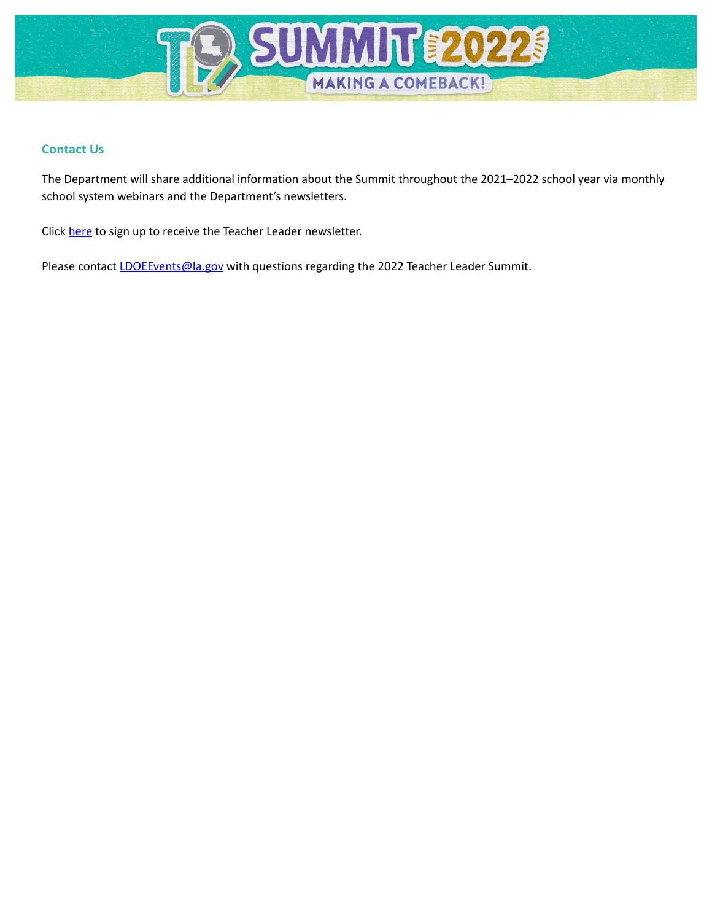## Contact Us

The Department will share additional information about the Summit throughout the 2021–2022 school year via monthly school system webinars and the Department's newsletters.

Click here to sign up to receive the Teacher Leader newsletter.

Please contact LDOEEvents@la.gov with questions regarding the 2022 Teacher Leader Summit.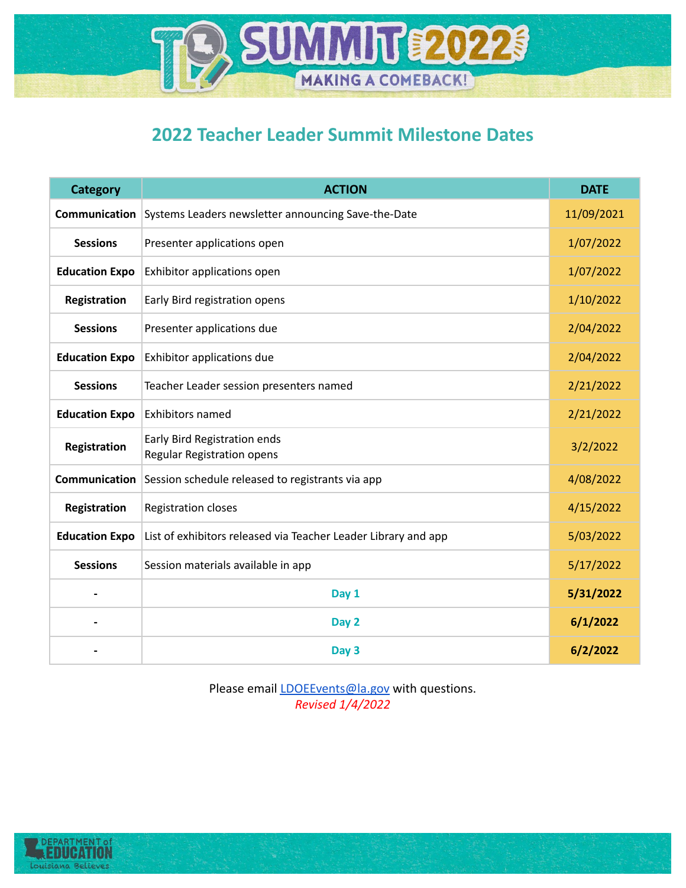# 2022 Teacher Leader Summit Milestone Dates

| Category | ACTION | DATE |
|---|---|---|
| **Communication** | Systems Leaders newsletter announcing Save-the-Date | 11/09/2021 |
| **Sessions** | Presenter applications open | 1/07/2022 |
| **Education Expo** | Exhibitor applications open | 1/07/2022 |
| **Registration** | Early Bird registration opens | 1/10/2022 |
| **Sessions** | Presenter applications due | 2/04/2022 |
| **Education Expo** | Exhibitor applications due | 2/04/2022 |
| **Sessions** | Teacher Leader session presenters named | 2/21/2022 |
| **Education Expo** | Exhibitors named | 2/21/2022 |
| **Registration** | Early Bird Registration ends<br>Regular Registration opens | 3/2/2022 |
| **Communication** | Session schedule released to registrants via app | 4/08/2022 |
| **Registration** | Registration closes | 4/15/2022 |
| **Education Expo** | List of exhibitors released via Teacher Leader Library and app | 5/03/2022 |
| **Sessions** | Session materials available in app | 5/17/2022 |
| - | **Day 1** | **5/31/2022** |
| - | **Day 2** | **6/1/2022** |
| - | **Day 3** | **6/2/2022** |

Please email LDOEEvents@la.gov with questions.

*Revised 1/4/2022*